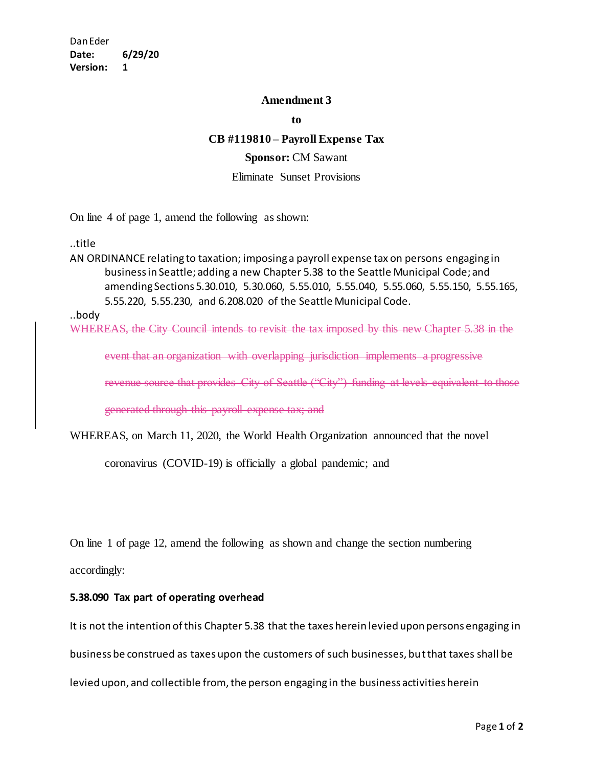Dan Eder
**Date:** 6/29/20
**Version:** 1

**Amendment 3**

**to**

**CB #119810 – Payroll Expense Tax**

**Sponsor:** CM Sawant

Eliminate Sunset Provisions

On line 4 of page 1, amend the following as shown:

..title

AN ORDINANCE relating to taxation; imposing a payroll expense tax on persons engaging in business in Seattle; adding a new Chapter 5.38 to the Seattle Municipal Code; and amending Sections 5.30.010, 5.30.060, 5.55.010, 5.55.040, 5.55.060, 5.55.150, 5.55.165, 5.55.220, 5.55.230, and 6.208.020 of the Seattle Municipal Code.

..body

~~WHEREAS, the City Council intends to revisit the tax imposed by this new Chapter 5.38 in the event that an organization with overlapping jurisdiction implements a progressive revenue source that provides City of Seattle ("City") funding at levels equivalent to those generated through this payroll expense tax; and~~

WHEREAS, on March 11, 2020, the World Health Organization announced that the novel coronavirus (COVID-19) is officially a global pandemic; and

On line 1 of page 12, amend the following as shown and change the section numbering accordingly:

**5.38.090 Tax part of operating overhead**

It is not the intention of this Chapter 5.38 that the taxes herein levied upon persons engaging in business be construed as taxes upon the customers of such businesses, but that taxes shall be levied upon, and collectible from, the person engaging in the business activities herein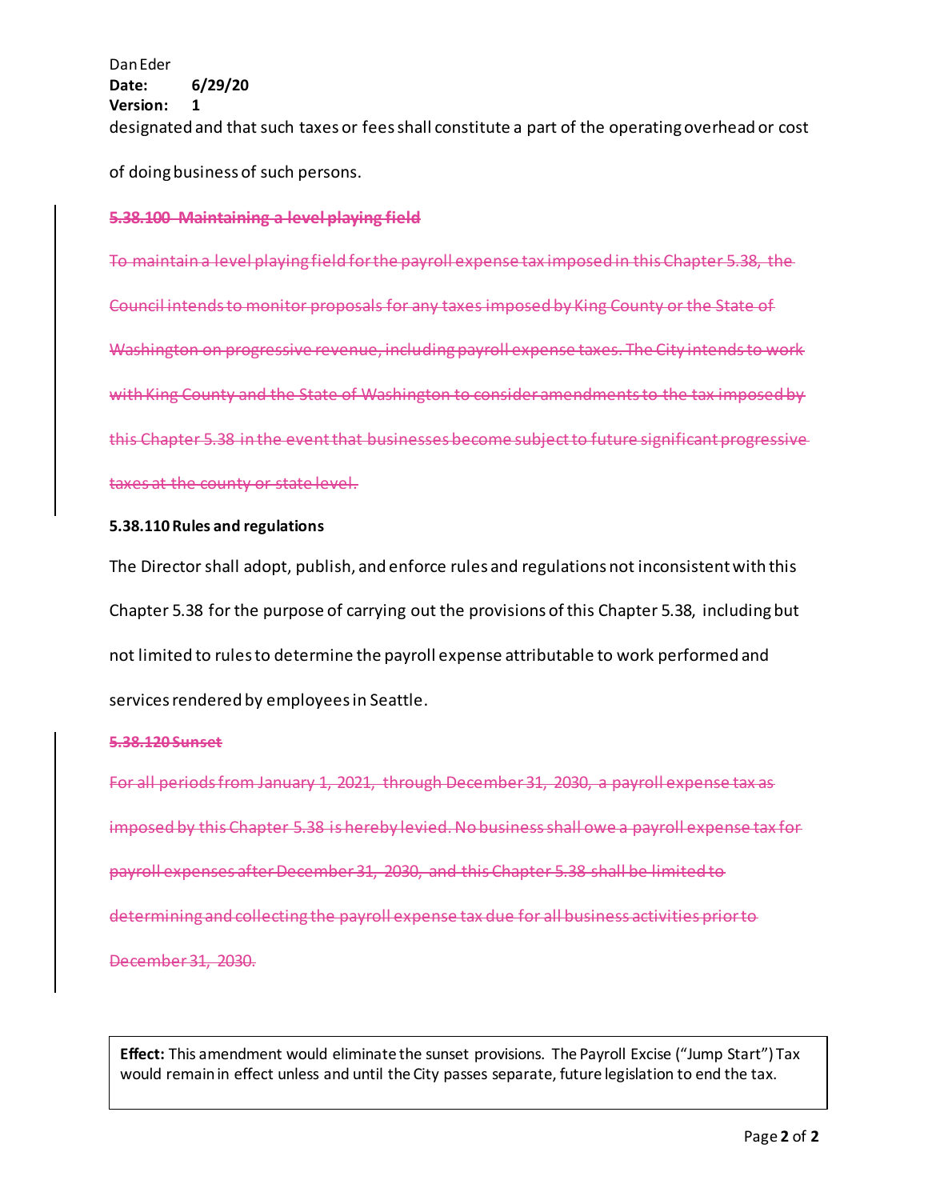designated and that such taxes or fees shall constitute a part of the operating overhead or cost of doing business of such persons.

~~**5.38.100 Maintaining a level playing field**~~

~~To maintain a level playing field for the payroll expense tax imposed in this Chapter 5.38, the Council intends to monitor proposals for any taxes imposed by King County or the State of Washington on progressive revenue, including payroll expense taxes. The City intends to work with King County and the State of Washington to consider amendments to the tax imposed by this Chapter 5.38 in the event that businesses become subject to future significant progressive taxes at the county or state level.~~

**5.38.110 Rules and regulations**

The Director shall adopt, publish, and enforce rules and regulations not inconsistent with this Chapter 5.38 for the purpose of carrying out the provisions of this Chapter 5.38, including but not limited to rules to determine the payroll expense attributable to work performed and services rendered by employees in Seattle.

~~**5.38.120 Sunset**~~

~~For all periods from January 1, 2021, through December 31, 2030, a payroll expense tax as imposed by this Chapter 5.38 is hereby levied. No business shall owe a payroll expense tax for payroll expenses after December 31, 2030, and this Chapter 5.38 shall be limited to determining and collecting the payroll expense tax due for all business activities prior to December 31, 2030.~~

**Effect:** This amendment would eliminate the sunset provisions. The Payroll Excise ("Jump Start") Tax would remain in effect unless and until the City passes separate, future legislation to end the tax.